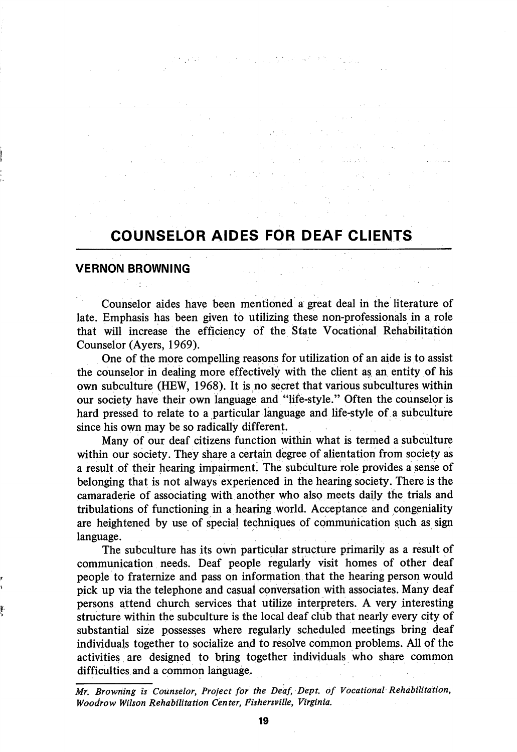# COUNSELOR AIDES FOR DEAF CLIENTS

**VERNON BROWNING**

Counselor aides have been mentioned a great deal in the literature of late. Emphasis has been given to utilizing these non-professionals in a role that will increase the efficiency of the State Vocational Rehabilitation Counselor (Ayers, 1969).

One of the more compelling reasons for utilization of an aide is to assist the counselor in dealing more effectively with the client as an entity of his own subculture (HEW, 1968). It is no secret that various subcultures within our society have their own language and "life-style." Often the counselor is hard pressed to relate to a particular language and life-style of a subculture since his own may be so radically different.

Many of our deaf citizens function within what is termed a subculture within our society. They share a certain degree of alientation from society as a result of their hearing impairment. The subculture role provides a sense of belonging that is not always experienced in the hearing society. There is the camaraderie of associating with another who also meets daily the trials and tribulations of functioning in a hearing world. Acceptance and congeniality are heightened by use of special techniques of communication such as sign language.

The subculture has its own particular structure primarily as a result of communication needs. Deaf people regularly visit homes of other deaf people to fraternize and pass on information that the hearing person would pick up via the telephone and casual conversation with associates. Many deaf persons attend church services that utilize interpreters. A very interesting structure within the subculture is the local deaf club that nearly every city of substantial size possesses where regularly scheduled meetings bring deaf individuals together to socialize and to resolve common problems. All of the activities are designed to bring together individuals who share common difficulties and a common language.

---

*Mr. Browning is Counselor, Project for the Deaf, Dept. of Vocational Rehabilitation, Woodrow Wilson Rehabilitation Center, Fishersville, Virginia.*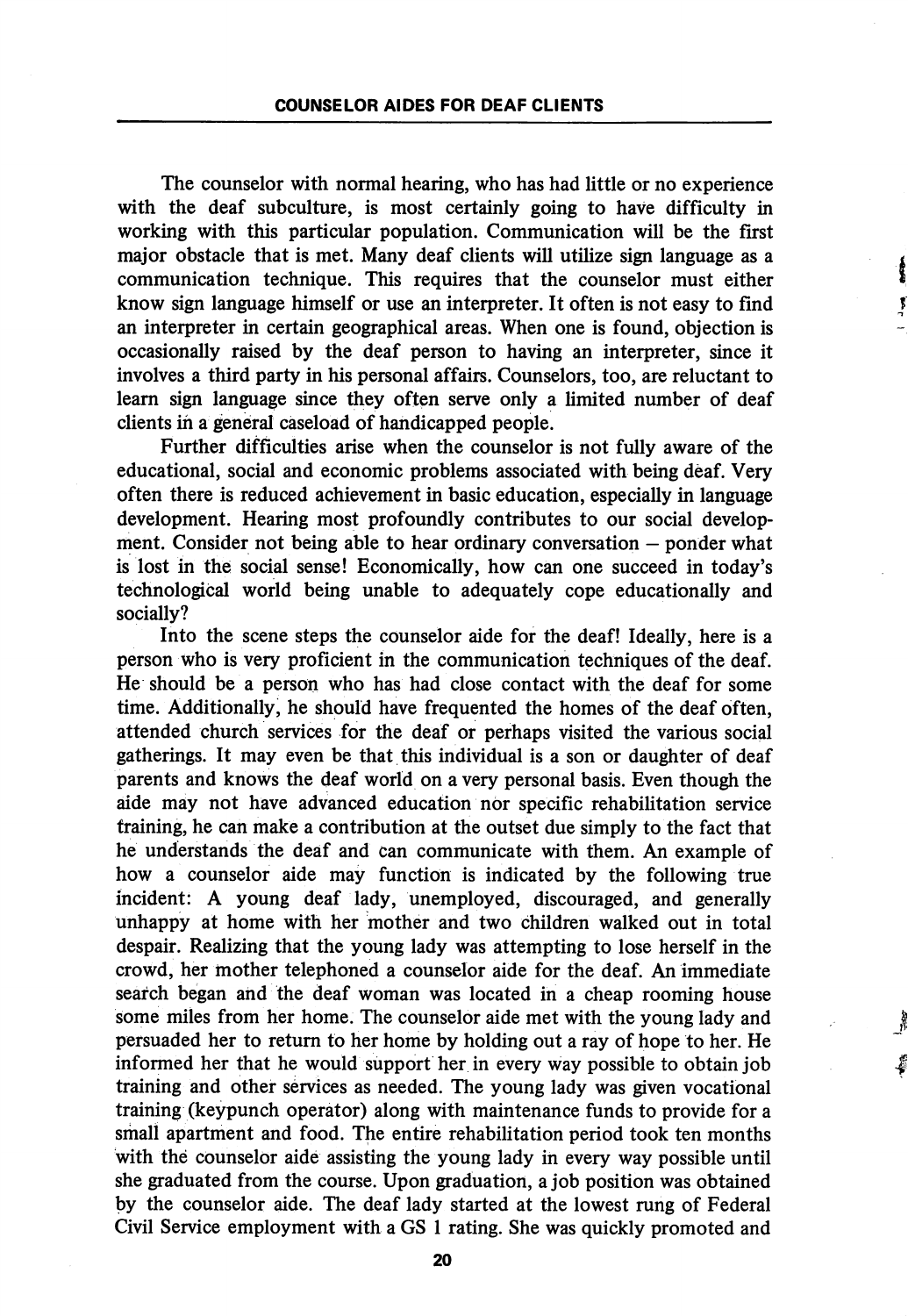The counselor with normal hearing, who has had little or no experience with the deaf subculture, is most certainly going to have difficulty in working with this particular population. Communication will be the first major obstacle that is met. Many deaf clients will utilize sign language as a communication technique. This requires that the counselor must either know sign language himself or use an interpreter. It often is not easy to find an interpreter in certain geographical areas. When one is found, objection is occasionally raised by the deaf person to having an interpreter, since it involves a third party in his personal affairs. Counselors, too, are reluctant to learn sign language since they often serve only a limited number of deaf clients in a general caseload of handicapped people.

Further difficulties arise when the counselor is not fully aware of the educational, social and economic problems associated with being deaf. Very often there is reduced achievement in basic education, especially in language development. Hearing most profoundly contributes to our social development. Consider not being able to hear ordinary conversation – ponder what is lost in the social sense! Economically, how can one succeed in today's technological world being unable to adequately cope educationally and socially?

Into the scene steps the counselor aide for the deaf! Ideally, here is a person who is very proficient in the communication techniques of the deaf. He should be a person who has had close contact with the deaf for some time. Additionally, he should have frequented the homes of the deaf often, attended church services for the deaf or perhaps visited the various social gatherings. It may even be that this individual is a son or daughter of deaf parents and knows the deaf world on a very personal basis. Even though the aide may not have advanced education nor specific rehabilitation service training, he can make a contribution at the outset due simply to the fact that he understands the deaf and can communicate with them. An example of how a counselor aide may function is indicated by the following true incident: A young deaf lady, unemployed, discouraged, and generally unhappy at home with her mother and two children walked out in total despair. Realizing that the young lady was attempting to lose herself in the crowd, her mother telephoned a counselor aide for the deaf. An immediate search began and the deaf woman was located in a cheap rooming house some miles from her home. The counselor aide met with the young lady and persuaded her to return to her home by holding out a ray of hope to her. He informed her that he would support her in every way possible to obtain job training and other services as needed. The young lady was given vocational training (keypunch operator) along with maintenance funds to provide for a small apartment and food. The entire rehabilitation period took ten months with the counselor aide assisting the young lady in every way possible until she graduated from the course. Upon graduation, a job position was obtained by the counselor aide. The deaf lady started at the lowest rung of Federal Civil Service employment with a GS 1 rating. She was quickly promoted and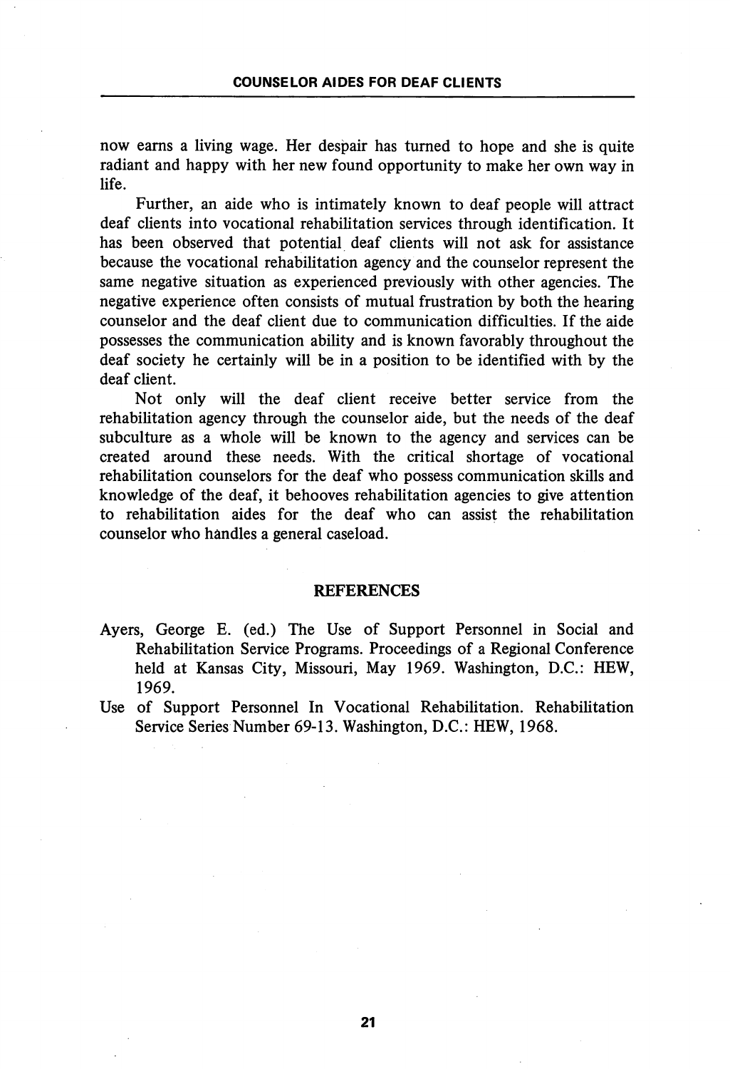now earns a living wage. Her despair has turned to hope and she is quite radiant and happy with her new found opportunity to make her own way in life.

Further, an aide who is intimately known to deaf people will attract deaf clients into vocational rehabilitation services through identification. It has been observed that potential deaf clients will not ask for assistance because the vocational rehabilitation agency and the counselor represent the same negative situation as experienced previously with other agencies. The negative experience often consists of mutual frustration by both the hearing counselor and the deaf client due to communication difficulties. If the aide possesses the communication ability and is known favorably throughout the deaf society he certainly will be in a position to be identified with by the deaf client.

Not only will the deaf client receive better service from the rehabilitation agency through the counselor aide, but the needs of the deaf subculture as a whole will be known to the agency and services can be created around these needs. With the critical shortage of vocational rehabilitation counselors for the deaf who possess communication skills and knowledge of the deaf, it behooves rehabilitation agencies to give attention to rehabilitation aides for the deaf who can assist the rehabilitation counselor who handles a general caseload.

## REFERENCES

Ayers, George E. (ed.) The Use of Support Personnel in Social and Rehabilitation Service Programs. Proceedings of a Regional Conference held at Kansas City, Missouri, May 1969. Washington, D.C.: HEW, 1969.

Use of Support Personnel In Vocational Rehabilitation. Rehabilitation Service Series Number 69-13. Washington, D.C.: HEW, 1968.